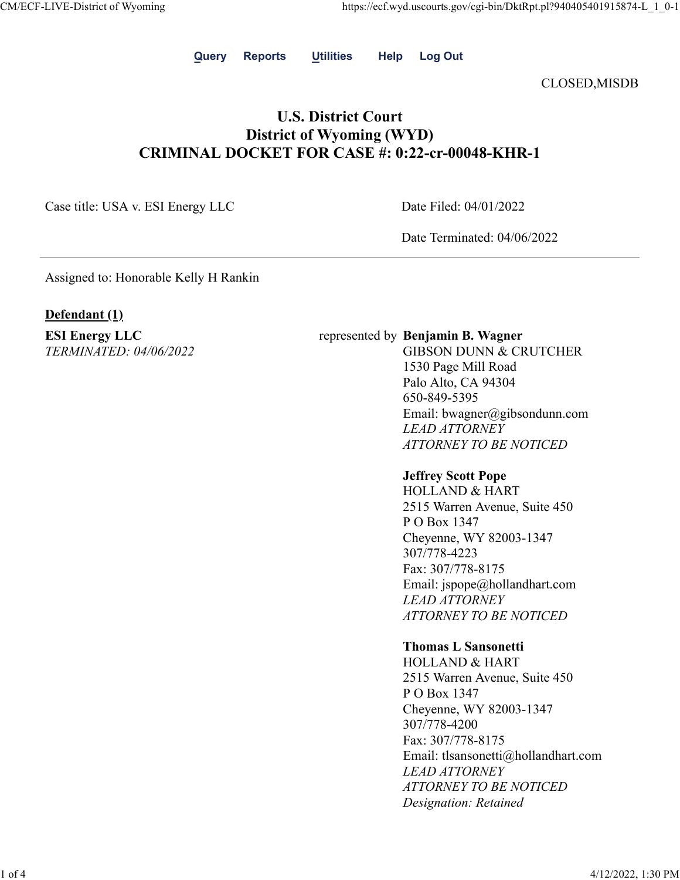Query Reports Utilities Help Log Out

CLOSED,MISDB

# U.S. District Court
# District of Wyoming (WYD)
# CRIMINAL DOCKET FOR CASE #: 0:22-cr-00048-KHR-1

Case title: USA v. ESI Energy LLC

Date Filed: 04/01/2022

Date Terminated: 04/06/2022

Assigned to: Honorable Kelly H Rankin

**Defendant (1)**

**ESI Energy LLC**
*TERMINATED: 04/06/2022*

represented by **Benjamin B. Wagner**
GIBSON DUNN & CRUTCHER
1530 Page Mill Road
Palo Alto, CA 94304
650-849-5395
Email: bwagner@gibsondunn.com
*LEAD ATTORNEY*
*ATTORNEY TO BE NOTICED*

**Jeffrey Scott Pope**
HOLLAND & HART
2515 Warren Avenue, Suite 450
P O Box 1347
Cheyenne, WY 82003-1347
307/778-4223
Fax: 307/778-8175
Email: jspope@hollandhart.com
*LEAD ATTORNEY*
*ATTORNEY TO BE NOTICED*

**Thomas L Sansonetti**
HOLLAND & HART
2515 Warren Avenue, Suite 450
P O Box 1347
Cheyenne, WY 82003-1347
307/778-4200
Fax: 307/778-8175
Email: tlsansonetti@hollandhart.com
*LEAD ATTORNEY*
*ATTORNEY TO BE NOTICED*
*Designation: Retained*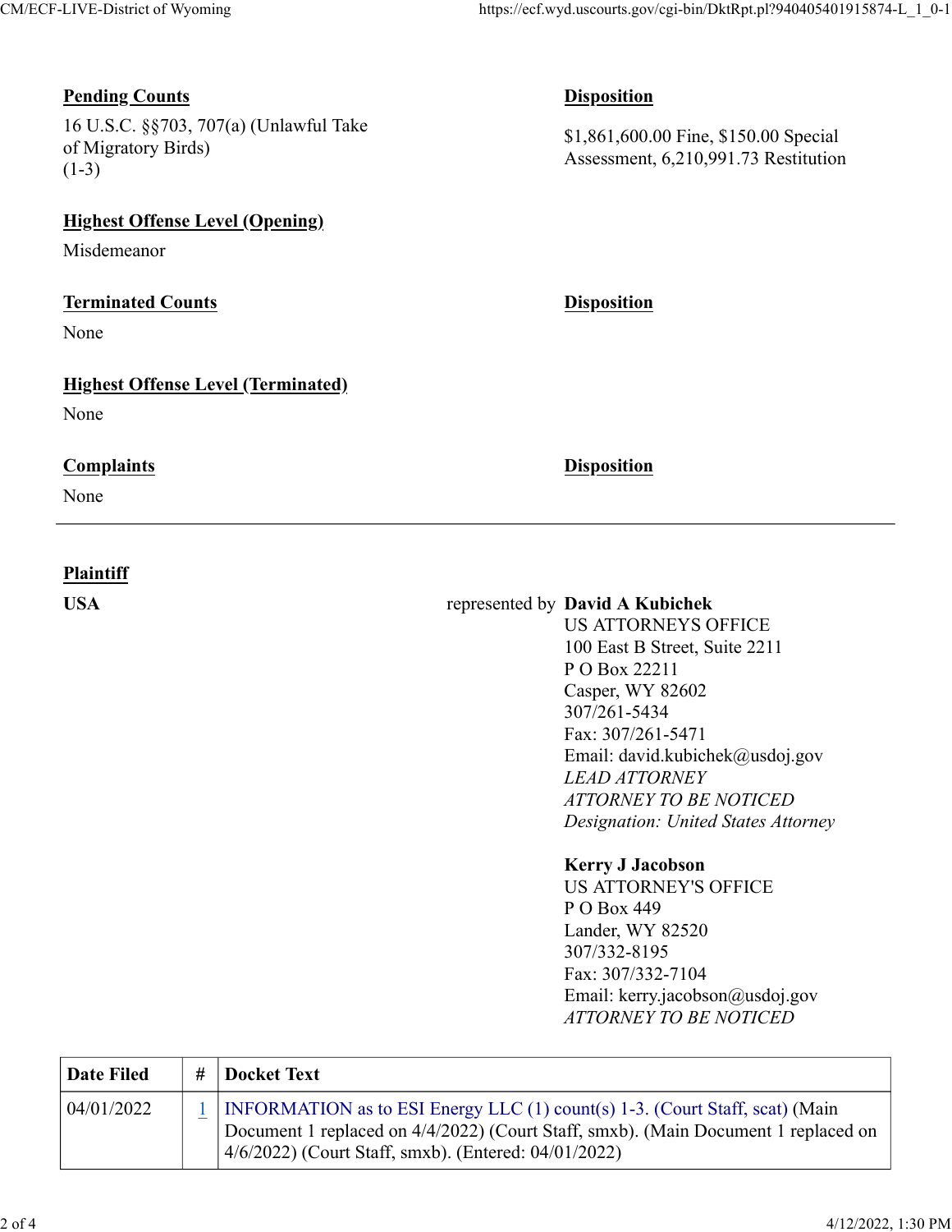| Pending Counts | Disposition |
|---|---|
| 16 U.S.C. §§703, 707(a) (Unlawful Take of Migratory Birds) (1-3) | $1,861,600.00 Fine, $150.00 Special Assessment, 6,210,991.73 Restitution |

**Highest Offense Level (Opening)**

Misdemeanor

| Terminated Counts | Disposition |
|---|---|
| None | |

**Highest Offense Level (Terminated)**

None

| Complaints | Disposition |
|---|---|
| None | |

---

**Plaintiff**

**USA** represented by **David A Kubichek**
US ATTORNEYS OFFICE
100 East B Street, Suite 2211
P O Box 22211
Casper, WY 82602
307/261-5434
Fax: 307/261-5471
Email: david.kubichek@usdoj.gov
*LEAD ATTORNEY*
*ATTORNEY TO BE NOTICED*
*Designation: United States Attorney*

**Kerry J Jacobson**
US ATTORNEY'S OFFICE
P O Box 449
Lander, WY 82520
307/332-8195
Fax: 307/332-7104
Email: kerry.jacobson@usdoj.gov
*ATTORNEY TO BE NOTICED*

| Date Filed | # | Docket Text |
|---|---|---|
| 04/01/2022 | 1 | INFORMATION as to ESI Energy LLC (1) count(s) 1-3. (Court Staff, scat) (Main Document 1 replaced on 4/4/2022) (Court Staff, smxb). (Main Document 1 replaced on 4/6/2022) (Court Staff, smxb). (Entered: 04/01/2022) |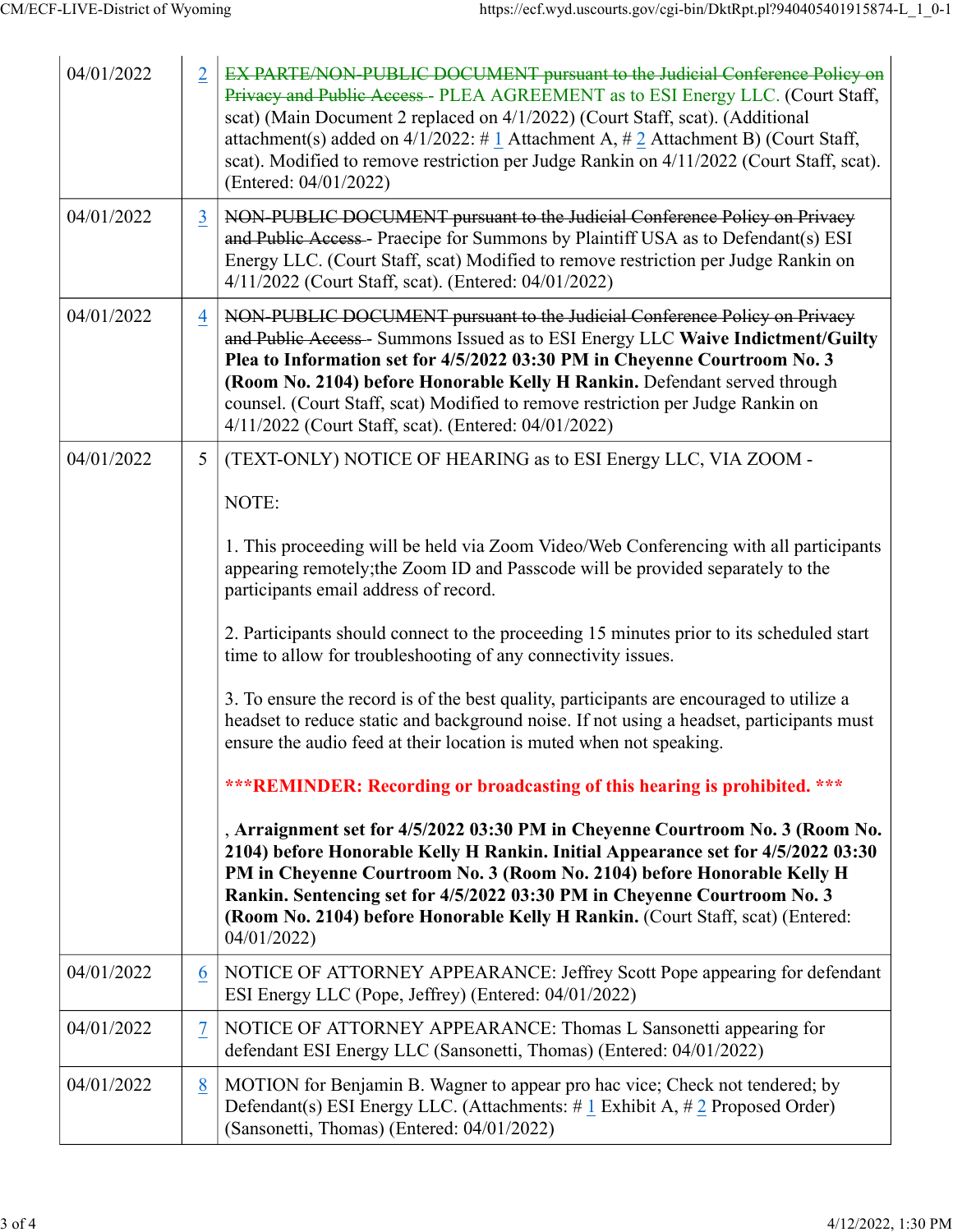| | | |
|---|---|---|
| 04/01/2022 | 2 | ~~EX PARTE/NON-PUBLIC DOCUMENT pursuant to the Judicial Conference Policy on Privacy and Public Access~~ - PLEA AGREEMENT as to ESI Energy LLC. (Court Staff, scat) (Main Document 2 replaced on 4/1/2022) (Court Staff, scat). (Additional attachment(s) added on 4/1/2022: # 1 Attachment A, # 2 Attachment B) (Court Staff, scat). Modified to remove restriction per Judge Rankin on 4/11/2022 (Court Staff, scat). (Entered: 04/01/2022) |
| 04/01/2022 | 3 | ~~NON-PUBLIC DOCUMENT pursuant to the Judicial Conference Policy on Privacy and Public Access~~ - Praecipe for Summons by Plaintiff USA as to Defendant(s) ESI Energy LLC. (Court Staff, scat) Modified to remove restriction per Judge Rankin on 4/11/2022 (Court Staff, scat). (Entered: 04/01/2022) |
| 04/01/2022 | 4 | ~~NON-PUBLIC DOCUMENT pursuant to the Judicial Conference Policy on Privacy and Public Access~~ - Summons Issued as to ESI Energy LLC **Waive Indictment/Guilty Plea to Information set for 4/5/2022 03:30 PM in Cheyenne Courtroom No. 3 (Room No. 2104) before Honorable Kelly H Rankin.** Defendant served through counsel. (Court Staff, scat) Modified to remove restriction per Judge Rankin on 4/11/2022 (Court Staff, scat). (Entered: 04/01/2022) |
| 04/01/2022 | 5 | (TEXT-ONLY) NOTICE OF HEARING as to ESI Energy LLC, VIA ZOOM - <br><br>NOTE: <br><br>1. This proceeding will be held via Zoom Video/Web Conferencing with all participants appearing remotely;the Zoom ID and Passcode will be provided separately to the participants email address of record. <br><br>2. Participants should connect to the proceeding 15 minutes prior to its scheduled start time to allow for troubleshooting of any connectivity issues. <br><br>3. To ensure the record is of the best quality, participants are encouraged to utilize a headset to reduce static and background noise. If not using a headset, participants must ensure the audio feed at their location is muted when not speaking. <br><br>**\*\*\*REMINDER: Recording or broadcasting of this hearing is prohibited. \*\*\*** <br><br>, **Arraignment set for 4/5/2022 03:30 PM in Cheyenne Courtroom No. 3 (Room No. 2104) before Honorable Kelly H Rankin. Initial Appearance set for 4/5/2022 03:30 PM in Cheyenne Courtroom No. 3 (Room No. 2104) before Honorable Kelly H Rankin. Sentencing set for 4/5/2022 03:30 PM in Cheyenne Courtroom No. 3 (Room No. 2104) before Honorable Kelly H Rankin.** (Court Staff, scat) (Entered: 04/01/2022) |
| 04/01/2022 | 6 | NOTICE OF ATTORNEY APPEARANCE: Jeffrey Scott Pope appearing for defendant ESI Energy LLC (Pope, Jeffrey) (Entered: 04/01/2022) |
| 04/01/2022 | 7 | NOTICE OF ATTORNEY APPEARANCE: Thomas L Sansonetti appearing for defendant ESI Energy LLC (Sansonetti, Thomas) (Entered: 04/01/2022) |
| 04/01/2022 | 8 | MOTION for Benjamin B. Wagner to appear pro hac vice; Check not tendered; by Defendant(s) ESI Energy LLC. (Attachments: # 1 Exhibit A, # 2 Proposed Order) (Sansonetti, Thomas) (Entered: 04/01/2022) |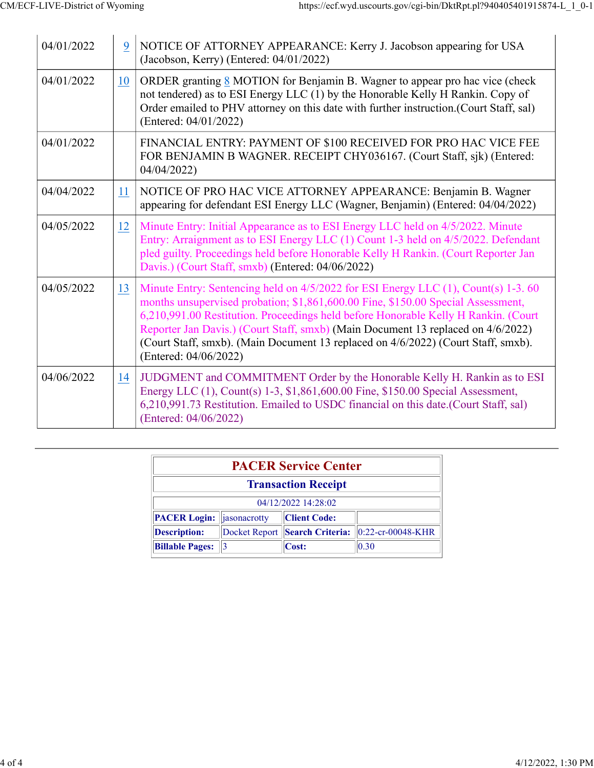| | | |
|---|---|---|
| 04/01/2022 | 9 | NOTICE OF ATTORNEY APPEARANCE: Kerry J. Jacobson appearing for USA (Jacobson, Kerry) (Entered: 04/01/2022) |
| 04/01/2022 | 10 | ORDER granting 8 MOTION for Benjamin B. Wagner to appear pro hac vice (check not tendered) as to ESI Energy LLC (1) by the Honorable Kelly H Rankin. Copy of Order emailed to PHV attorney on this date with further instruction.(Court Staff, sal) (Entered: 04/01/2022) |
| 04/01/2022 | | FINANCIAL ENTRY: PAYMENT OF $100 RECEIVED FOR PRO HAC VICE FEE FOR BENJAMIN B WAGNER. RECEIPT CHY036167. (Court Staff, sjk) (Entered: 04/04/2022) |
| 04/04/2022 | 11 | NOTICE OF PRO HAC VICE ATTORNEY APPEARANCE: Benjamin B. Wagner appearing for defendant ESI Energy LLC (Wagner, Benjamin) (Entered: 04/04/2022) |
| 04/05/2022 | 12 | Minute Entry: Initial Appearance as to ESI Energy LLC held on 4/5/2022. Minute Entry: Arraignment as to ESI Energy LLC (1) Count 1-3 held on 4/5/2022. Defendant pled guilty. Proceedings held before Honorable Kelly H Rankin. (Court Reporter Jan Davis.) (Court Staff, smxb) (Entered: 04/06/2022) |
| 04/05/2022 | 13 | Minute Entry: Sentencing held on 4/5/2022 for ESI Energy LLC (1), Count(s) 1-3. 60 months unsupervised probation; $1,861,600.00 Fine, $150.00 Special Assessment, 6,210,991.00 Restitution. Proceedings held before Honorable Kelly H Rankin. (Court Reporter Jan Davis.) (Court Staff, smxb) (Main Document 13 replaced on 4/6/2022) (Court Staff, smxb). (Main Document 13 replaced on 4/6/2022) (Court Staff, smxb). (Entered: 04/06/2022) |
| 04/06/2022 | 14 | JUDGMENT and COMMITMENT Order by the Honorable Kelly H. Rankin as to ESI Energy LLC (1), Count(s) 1-3, $1,861,600.00 Fine, $150.00 Special Assessment, 6,210,991.73 Restitution. Emailed to USDC financial on this date.(Court Staff, sal) (Entered: 04/06/2022) |

## PACER Service Center

### Transaction Receipt

04/12/2022 14:28:02

| | | | |
|---|---|---|---|
| **PACER Login:** | jasonacrotty | **Client Code:** | |
| **Description:** | Docket Report | **Search Criteria:** | 0:22-cr-00048-KHR |
| **Billable Pages:** | 3 | **Cost:** | 0.30 |